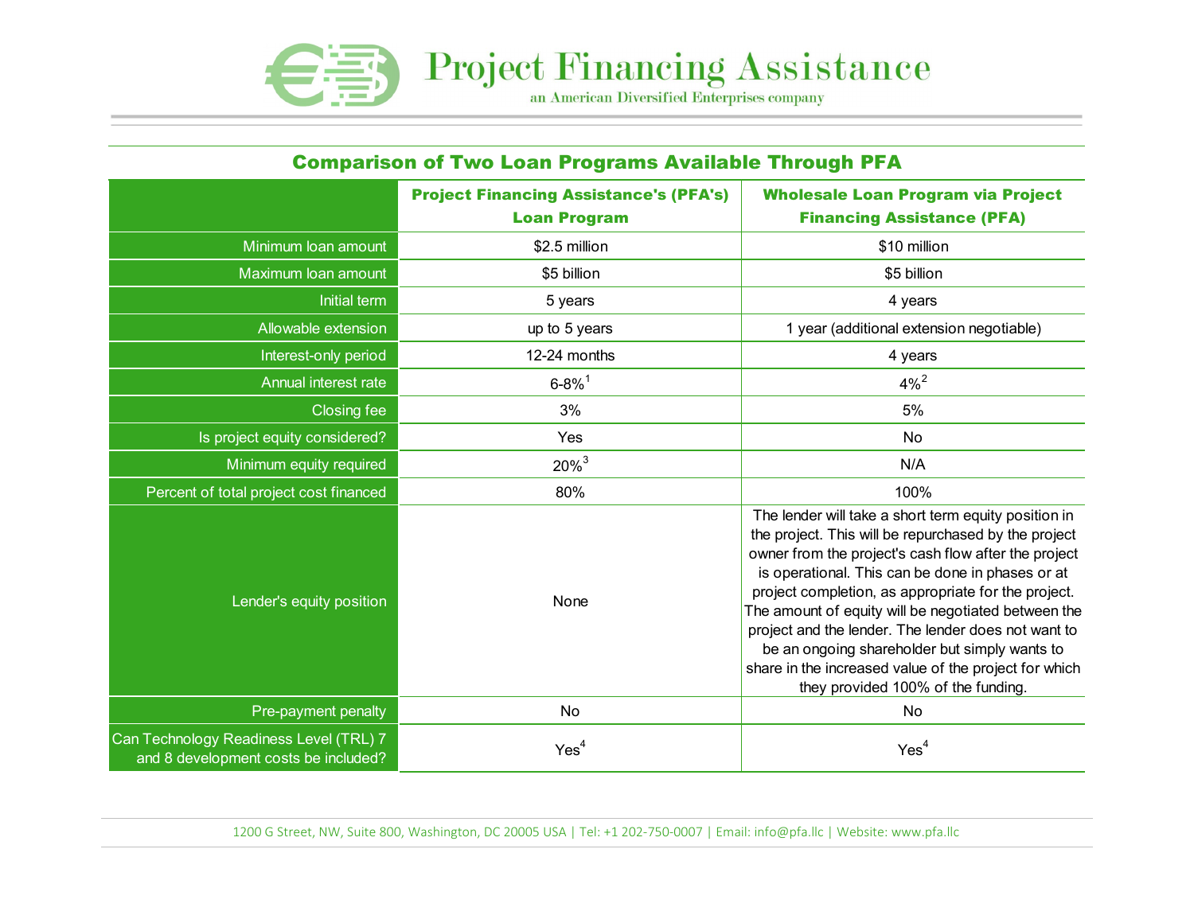# Project Financing Assistance

an American Diversified Enterprises company

## Comparison of Two Loan Programs Available Through PFA

| | Project Financing Assistance's (PFA's) Loan Program | Wholesale Loan Program via Project Financing Assistance (PFA) |
|---|---|---|
| Minimum loan amount | $2.5 million | $10 million |
| Maximum loan amount | $5 billion | $5 billion |
| Initial term | 5 years | 4 years |
| Allowable extension | up to 5 years | 1 year (additional extension negotiable) |
| Interest-only period | 12-24 months | 4 years |
| Annual interest rate | 6-8%[1] | 4%[2] |
| Closing fee | 3% | 5% |
| Is project equity considered? | Yes | No |
| Minimum equity required | 20%[3] | N/A |
| Percent of total project cost financed | 80% | 100% |
| Lender's equity position | None | The lender will take a short term equity position in the project. This will be repurchased by the project owner from the project's cash flow after the project is operational. This can be done in phases or at project completion, as appropriate for the project. The amount of equity will be negotiated between the project and the lender. The lender does not want to be an ongoing shareholder but simply wants to share in the increased value of the project for which they provided 100% of the funding. |
| Pre-payment penalty | No | No |
| Can Technology Readiness Level (TRL) 7 and 8 development costs be included? | Yes[4] | Yes[4] |

1200 G Street, NW, Suite 800, Washington, DC 20005 USA | Tel: +1 202-750-0007 | Email: info@pfa.llc | Website: www.pfa.llc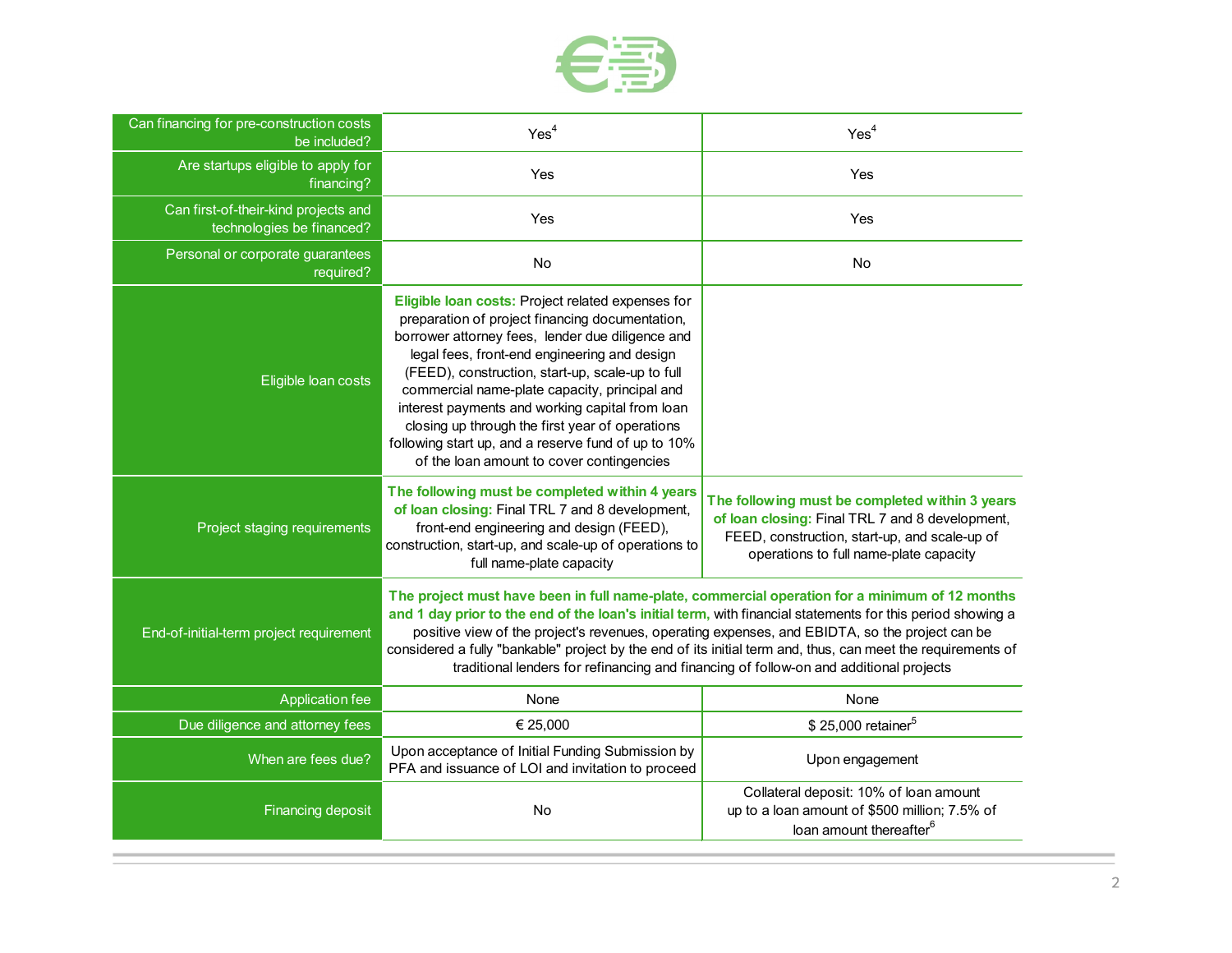| | | |
|---|---|---|
| Can financing for pre-construction costs be included? | Yes[4] | Yes[4] |
| Are startups eligible to apply for financing? | Yes | Yes |
| Can first-of-their-kind projects and technologies be financed? | Yes | Yes |
| Personal or corporate guarantees required? | No | No |
| Eligible loan costs | **Eligible loan costs:** Project related expenses for preparation of project financing documentation, borrower attorney fees, lender due diligence and legal fees, front-end engineering and design (FEED), construction, start-up, scale-up to full commercial name-plate capacity, principal and interest payments and working capital from loan closing up through the first year of operations following start up, and a reserve fund of up to 10% of the loan amount to cover contingencies | |
| Project staging requirements | **The following must be completed within 4 years of loan closing:** Final TRL 7 and 8 development, front-end engineering and design (FEED), construction, start-up, and scale-up of operations to full name-plate capacity | **The following must be completed within 3 years of loan closing:** Final TRL 7 and 8 development, FEED, construction, start-up, and scale-up of operations to full name-plate capacity |
| End-of-initial-term project requirement | **The project must have been in full name-plate, commercial operation for a minimum of 12 months and 1 day prior to the end of the loan's initial term,** with financial statements for this period showing a positive view of the project's revenues, operating expenses, and EBIDTA, so the project can be considered a fully "bankable" project by the end of its initial term and, thus, can meet the requirements of traditional lenders for refinancing and financing of follow-on and additional projects | |
| Application fee | None | None |
| Due diligence and attorney fees | € 25,000 | $ 25,000 retainer[5] |
| When are fees due? | Upon acceptance of Initial Funding Submission by PFA and issuance of LOI and invitation to proceed | Upon engagement |
| Financing deposit | No | Collateral deposit: 10% of loan amount up to a loan amount of $500 million; 7.5% of loan amount thereafter[6] |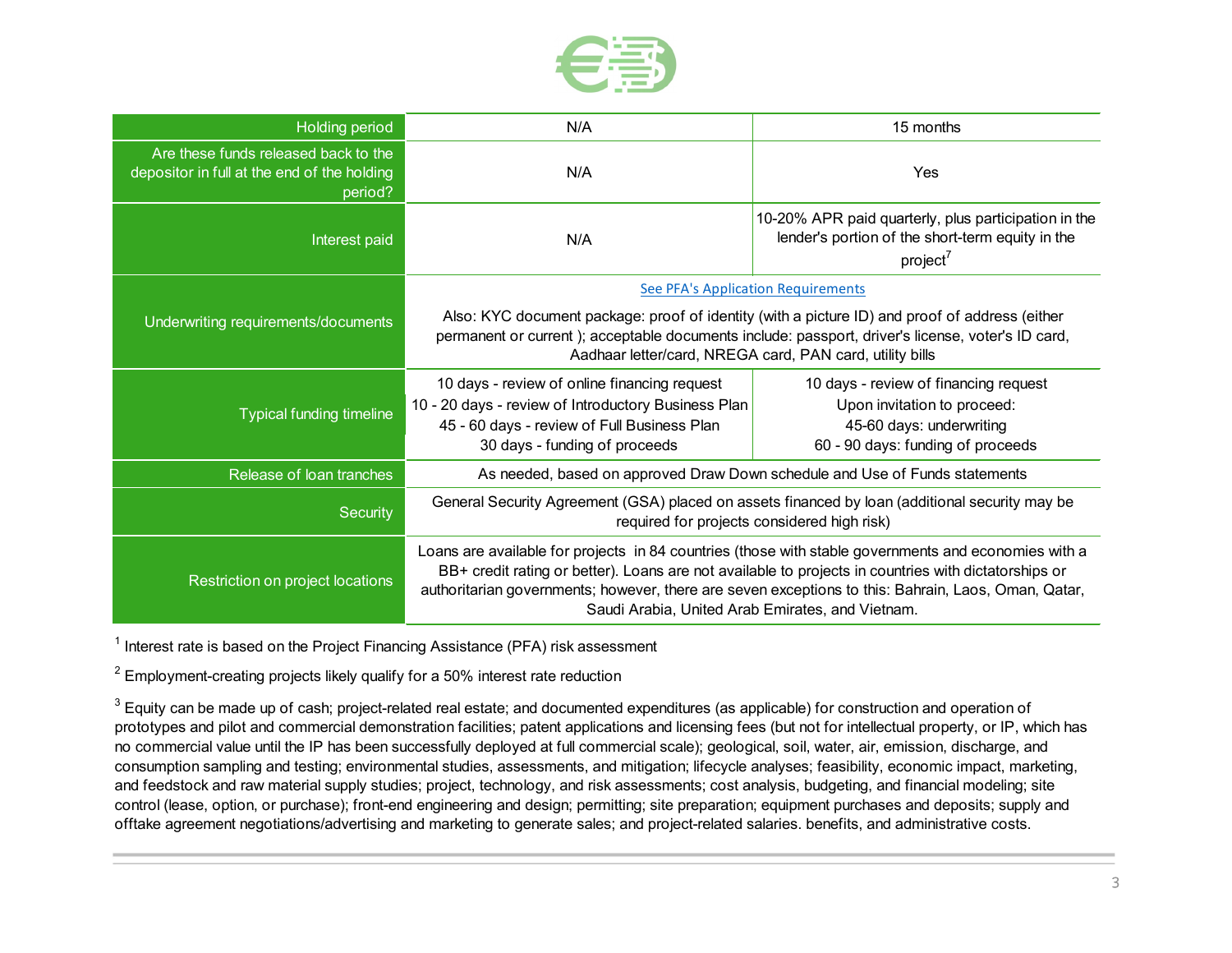| | | |
|---|---|---|
| Holding period | N/A | 15 months |
| Are these funds released back to the depositor in full at the end of the holding period? | N/A | Yes |
| Interest paid | N/A | 10-20% APR paid quarterly, plus participation in the lender's portion of the short-term equity in the project[7] |
| Underwriting requirements/documents | See PFA's Application Requirements<br><br>Also: KYC document package: proof of identity (with a picture ID) and proof of address (either permanent or current ); acceptable documents include: passport, driver's license, voter's ID card, Aadhaar letter/card, NREGA card, PAN card, utility bills | |
| Typical funding timeline | 10 days - review of online financing request<br>10 - 20 days - review of Introductory Business Plan<br>45 - 60 days - review of Full Business Plan<br>30 days - funding of proceeds | 10 days - review of financing request<br>Upon invitation to proceed:<br>45-60 days: underwriting<br>60 - 90 days: funding of proceeds |
| Release of loan tranches | As needed, based on approved Draw Down schedule and Use of Funds statements | |
| Security | General Security Agreement (GSA) placed on assets financed by loan (additional security may be required for projects considered high risk) | |
| Restriction on project locations | Loans are available for projects in 84 countries (those with stable governments and economies with a BB+ credit rating or better). Loans are not available to projects in countries with dictatorships or authoritarian governments; however, there are seven exceptions to this: Bahrain, Laos, Oman, Qatar, Saudi Arabia, United Arab Emirates, and Vietnam. | |

[1] Interest rate is based on the Project Financing Assistance (PFA) risk assessment

[2] Employment-creating projects likely qualify for a 50% interest rate reduction

[3] Equity can be made up of cash; project-related real estate; and documented expenditures (as applicable) for construction and operation of prototypes and pilot and commercial demonstration facilities; patent applications and licensing fees (but not for intellectual property, or IP, which has no commercial value until the IP has been successfully deployed at full commercial scale); geological, soil, water, air, emission, discharge, and consumption sampling and testing; environmental studies, assessments, and mitigation; lifecycle analyses; feasibility, economic impact, marketing, and feedstock and raw material supply studies; project, technology, and risk assessments; cost analysis, budgeting, and financial modeling; site control (lease, option, or purchase); front-end engineering and design; permitting; site preparation; equipment purchases and deposits; supply and offtake agreement negotiations/advertising and marketing to generate sales; and project-related salaries. benefits, and administrative costs.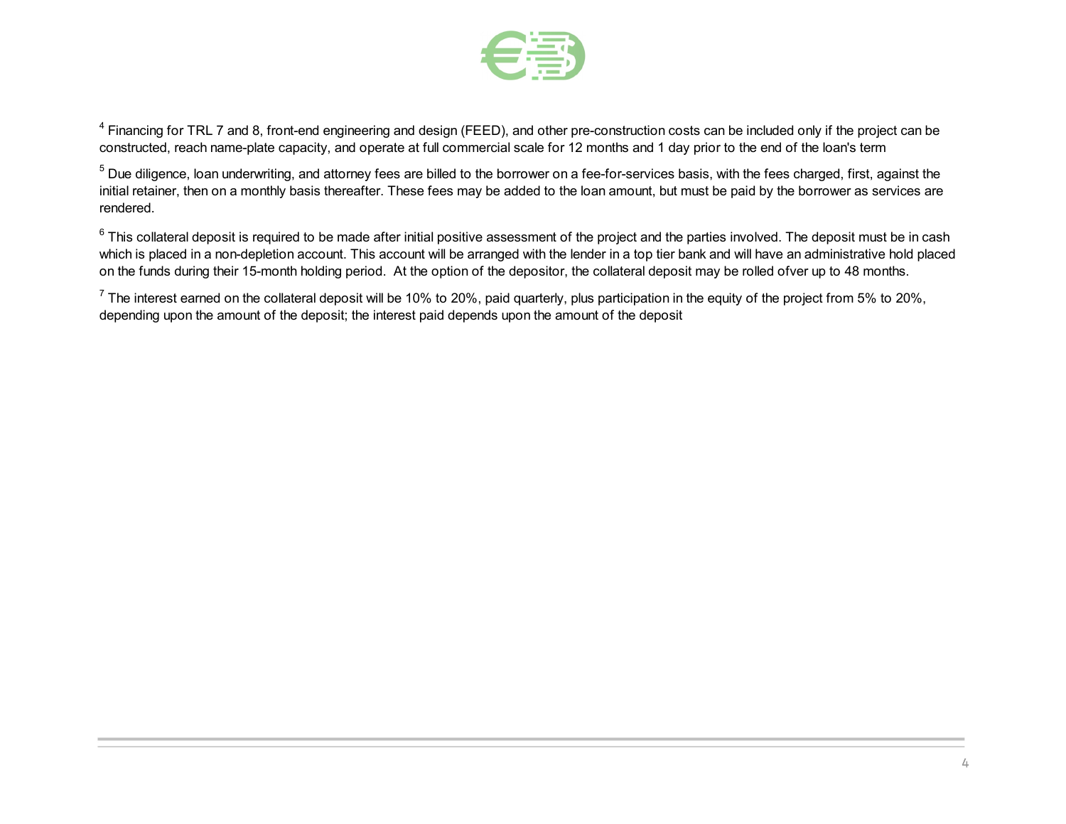[4] Financing for TRL 7 and 8, front-end engineering and design (FEED), and other pre-construction costs can be included only if the project can be constructed, reach name-plate capacity, and operate at full commercial scale for 12 months and 1 day prior to the end of the loan's term

[5] Due diligence, loan underwriting, and attorney fees are billed to the borrower on a fee-for-services basis, with the fees charged, first, against the initial retainer, then on a monthly basis thereafter. These fees may be added to the loan amount, but must be paid by the borrower as services are rendered.

[6] This collateral deposit is required to be made after initial positive assessment of the project and the parties involved. The deposit must be in cash which is placed in a non-depletion account. This account will be arranged with the lender in a top tier bank and will have an administrative hold placed on the funds during their 15-month holding period. At the option of the depositor, the collateral deposit may be rolled ofver up to 48 months.

[7] The interest earned on the collateral deposit will be 10% to 20%, paid quarterly, plus participation in the equity of the project from 5% to 20%, depending upon the amount of the deposit; the interest paid depends upon the amount of the deposit